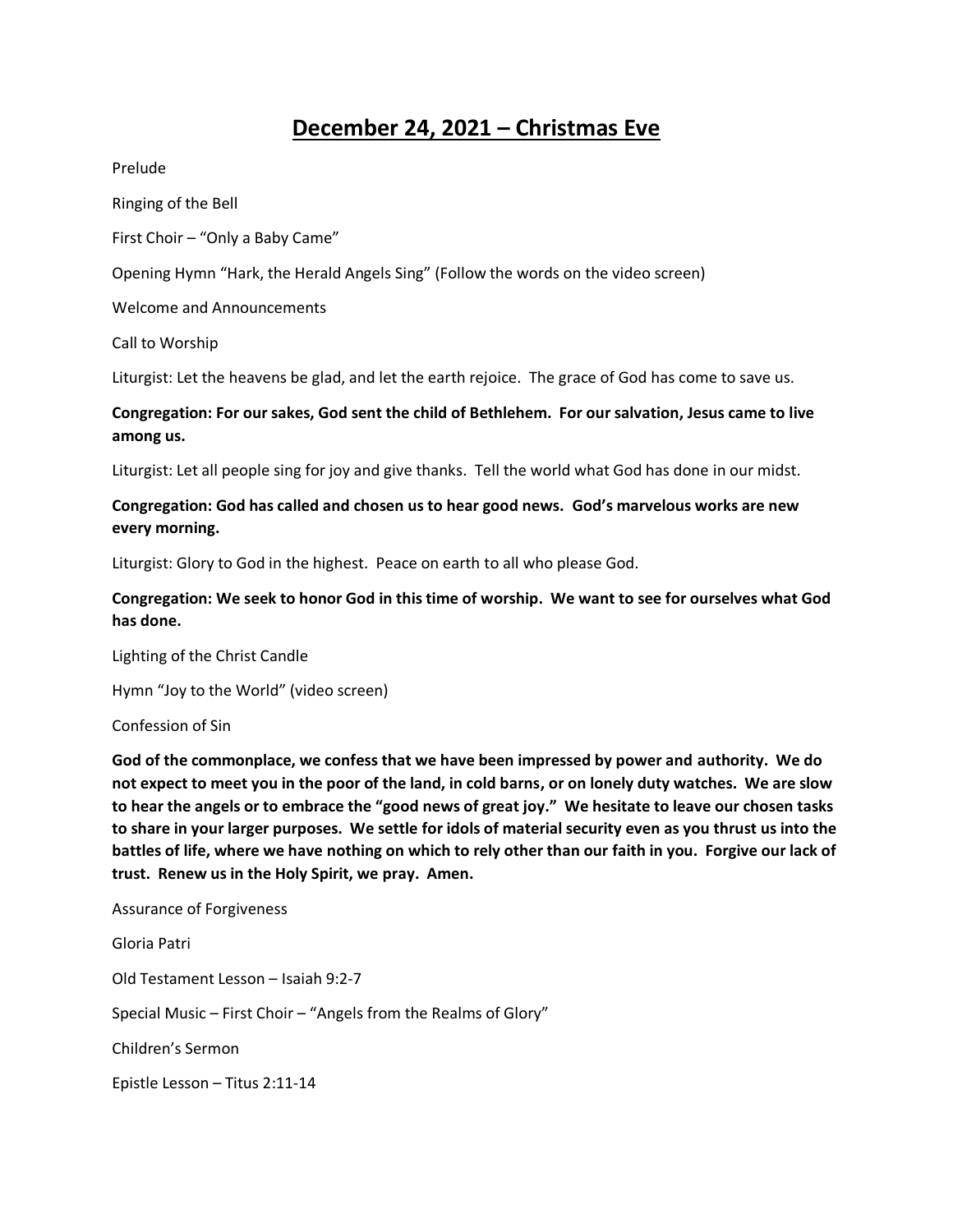# **December 24, 2021 – Christmas Eve**

Prelude

Ringing of the Bell

First Choir – "Only a Baby Came"

Opening Hymn "Hark, the Herald Angels Sing" (Follow the words on the video screen)

Welcome and Announcements

Call to Worship

Liturgist: Let the heavens be glad, and let the earth rejoice. The grace of God has come to save us.

**Congregation: For our sakes, God sent the child of Bethlehem. For our salvation, Jesus came to live among us.**

Liturgist: Let all people sing for joy and give thanks. Tell the world what God has done in our midst.

**Congregation: God has called and chosen us to hear good news. God's marvelous works are new every morning.**

Liturgist: Glory to God in the highest. Peace on earth to all who please God.

**Congregation: We seek to honor God in this time of worship. We want to see for ourselves what God has done.**

Lighting of the Christ Candle

Hymn "Joy to the World" (video screen)

Confession of Sin

**God of the commonplace, we confess that we have been impressed by power and authority. We do not expect to meet you in the poor of the land, in cold barns, or on lonely duty watches. We are slow to hear the angels or to embrace the "good news of great joy." We hesitate to leave our chosen tasks to share in your larger purposes. We settle for idols of material security even as you thrust us into the battles of life, where we have nothing on which to rely other than our faith in you. Forgive our lack of trust. Renew us in the Holy Spirit, we pray. Amen.**

Assurance of Forgiveness

Gloria Patri

Old Testament Lesson – Isaiah 9:2-7

Special Music – First Choir – "Angels from the Realms of Glory"

Children's Sermon

Epistle Lesson – Titus 2:11-14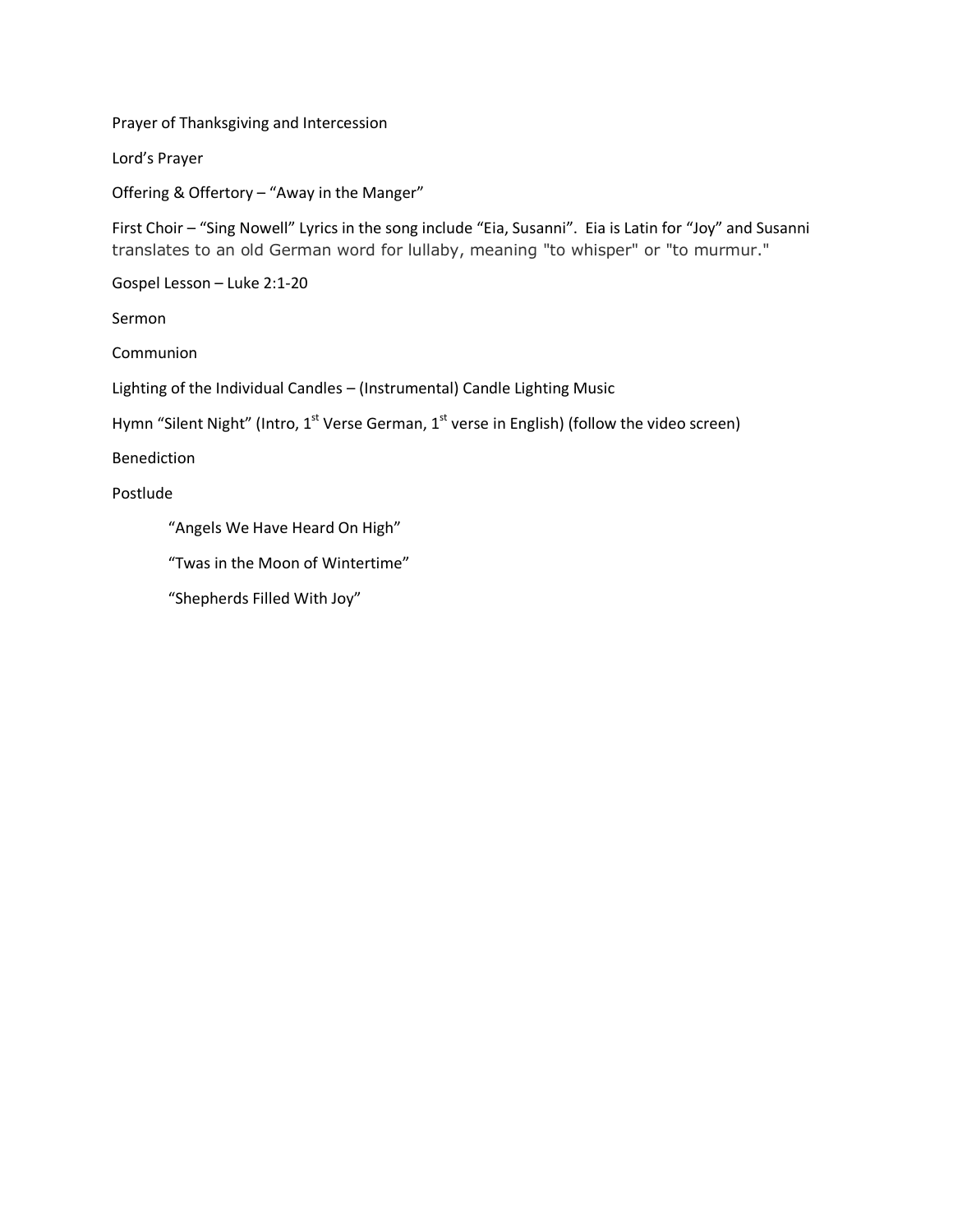Prayer of Thanksgiving and Intercession

Lord's Prayer

Offering & Offertory – "Away in the Manger"

First Choir – "Sing Nowell" Lyrics in the song include "Eia, Susanni". Eia is Latin for "Joy" and Susanni translates to an old German word for lullaby, meaning "to whisper" or "to murmur."

Gospel Lesson – Luke 2:1-20

Sermon

Communion

Lighting of the Individual Candles – (Instrumental) Candle Lighting Music

Hymn "Silent Night" (Intro, 1st Verse German, 1st verse in English) (follow the video screen)

Benediction

Postlude

"Angels We Have Heard On High"

"Twas in the Moon of Wintertime"

"Shepherds Filled With Joy"